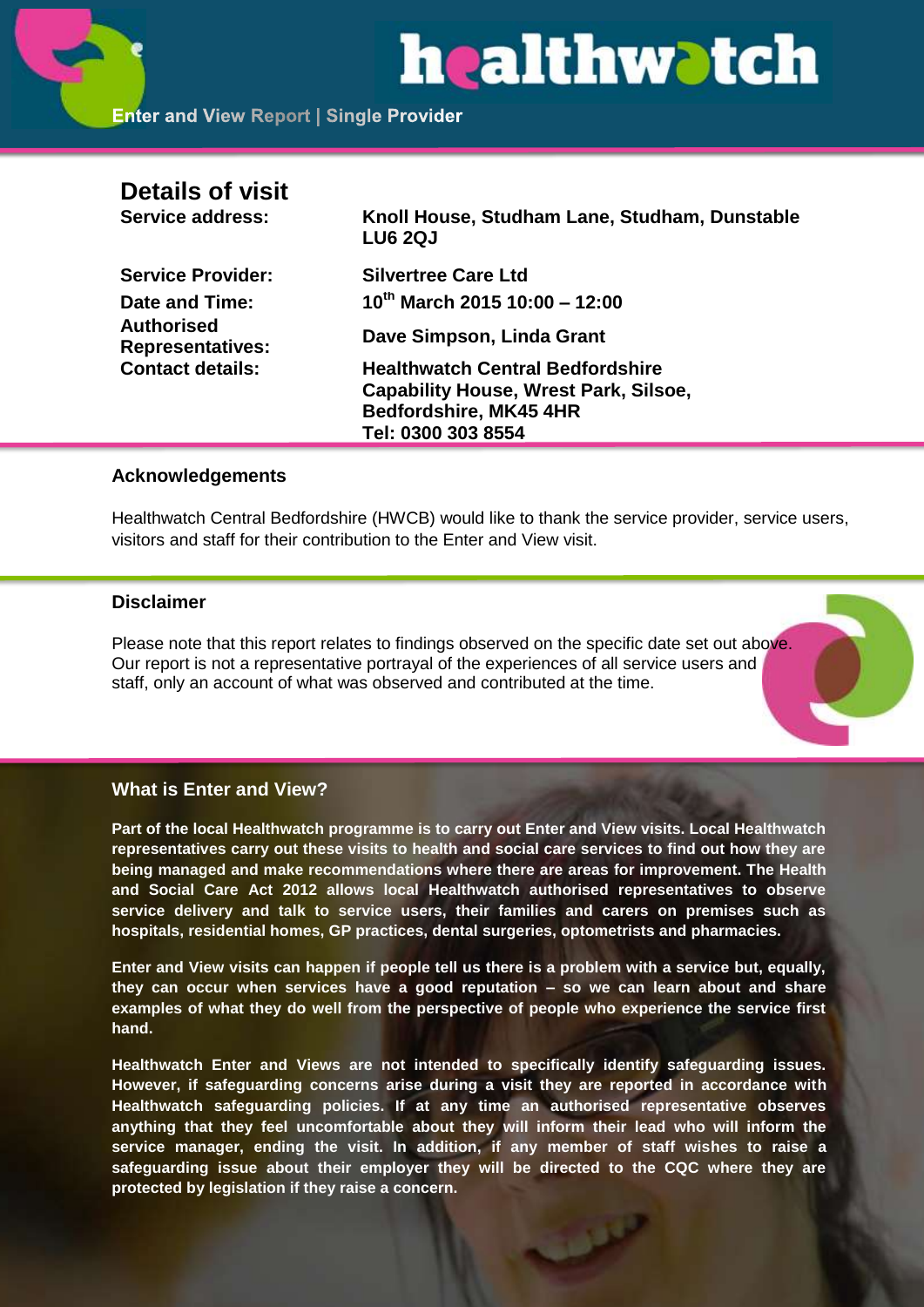# healthwatch

Enter and View Report | Single Provider

## Details of visit

| | |
|---|---|
| **Service address:** | **Knoll House, Studham Lane, Studham, Dunstable LU6 2QJ** |
| **Service Provider:** | **Silvertree Care Ltd** |
| **Date and Time:** | **10th March 2015 10:00 – 12:00** |
| **Authorised Representatives:** | **Dave Simpson, Linda Grant** |
| **Contact details:** | **Healthwatch Central Bedfordshire Capability House, Wrest Park, Silsoe, Bedfordshire, MK45 4HR Tel: 0300 303 8554** |

### Acknowledgements

Healthwatch Central Bedfordshire (HWCB) would like to thank the service provider, service users, visitors and staff for their contribution to the Enter and View visit.

### Disclaimer

Please note that this report relates to findings observed on the specific date set out above. Our report is not a representative portrayal of the experiences of all service users and staff, only an account of what was observed and contributed at the time.

### What is Enter and View?

**Part of the local Healthwatch programme is to carry out Enter and View visits. Local Healthwatch representatives carry out these visits to health and social care services to find out how they are being managed and make recommendations where there are areas for improvement. The Health and Social Care Act 2012 allows local Healthwatch authorised representatives to observe service delivery and talk to service users, their families and carers on premises such as hospitals, residential homes, GP practices, dental surgeries, optometrists and pharmacies.**

**Enter and View visits can happen if people tell us there is a problem with a service but, equally, they can occur when services have a good reputation – so we can learn about and share examples of what they do well from the perspective of people who experience the service first hand.**

**Healthwatch Enter and Views are not intended to specifically identify safeguarding issues. However, if safeguarding concerns arise during a visit they are reported in accordance with Healthwatch safeguarding policies. If at any time an authorised representative observes anything that they feel uncomfortable about they will inform their lead who will inform the service manager, ending the visit. In addition, if any member of staff wishes to raise a safeguarding issue about their employer they will be directed to the CQC where they are protected by legislation if they raise a concern.**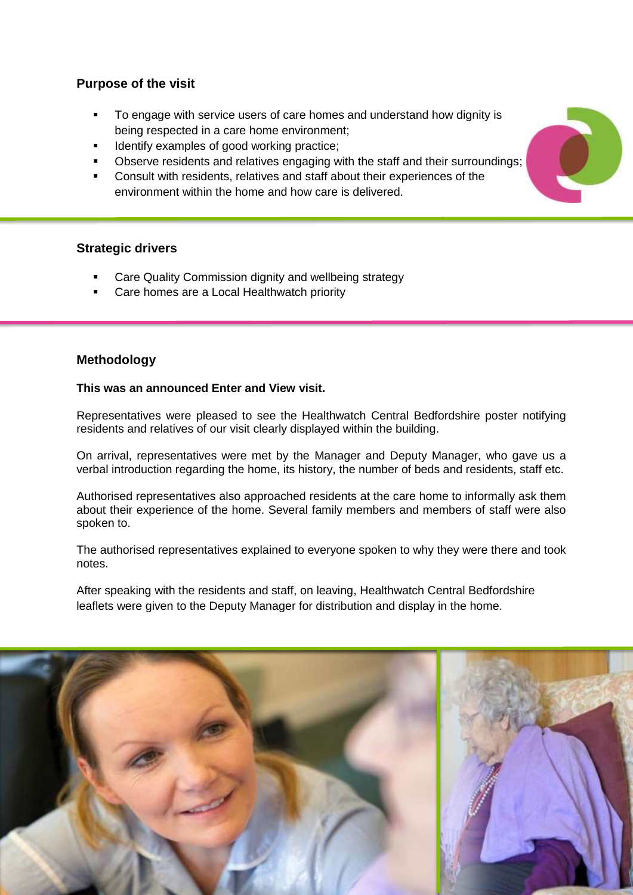## Purpose of the visit

- To engage with service users of care homes and understand how dignity is being respected in a care home environment;
- Identify examples of good working practice;
- Observe residents and relatives engaging with the staff and their surroundings;
- Consult with residents, relatives and staff about their experiences of the environment within the home and how care is delivered.

## Strategic drivers

- Care Quality Commission dignity and wellbeing strategy
- Care homes are a Local Healthwatch priority

## Methodology

**This was an announced Enter and View visit.**

Representatives were pleased to see the Healthwatch Central Bedfordshire poster notifying residents and relatives of our visit clearly displayed within the building.

On arrival, representatives were met by the Manager and Deputy Manager, who gave us a verbal introduction regarding the home, its history, the number of beds and residents, staff etc.

Authorised representatives also approached residents at the care home to informally ask them about their experience of the home. Several family members and members of staff were also spoken to.

The authorised representatives explained to everyone spoken to why they were there and took notes.

After speaking with the residents and staff, on leaving, Healthwatch Central Bedfordshire leaflets were given to the Deputy Manager for distribution and display in the home.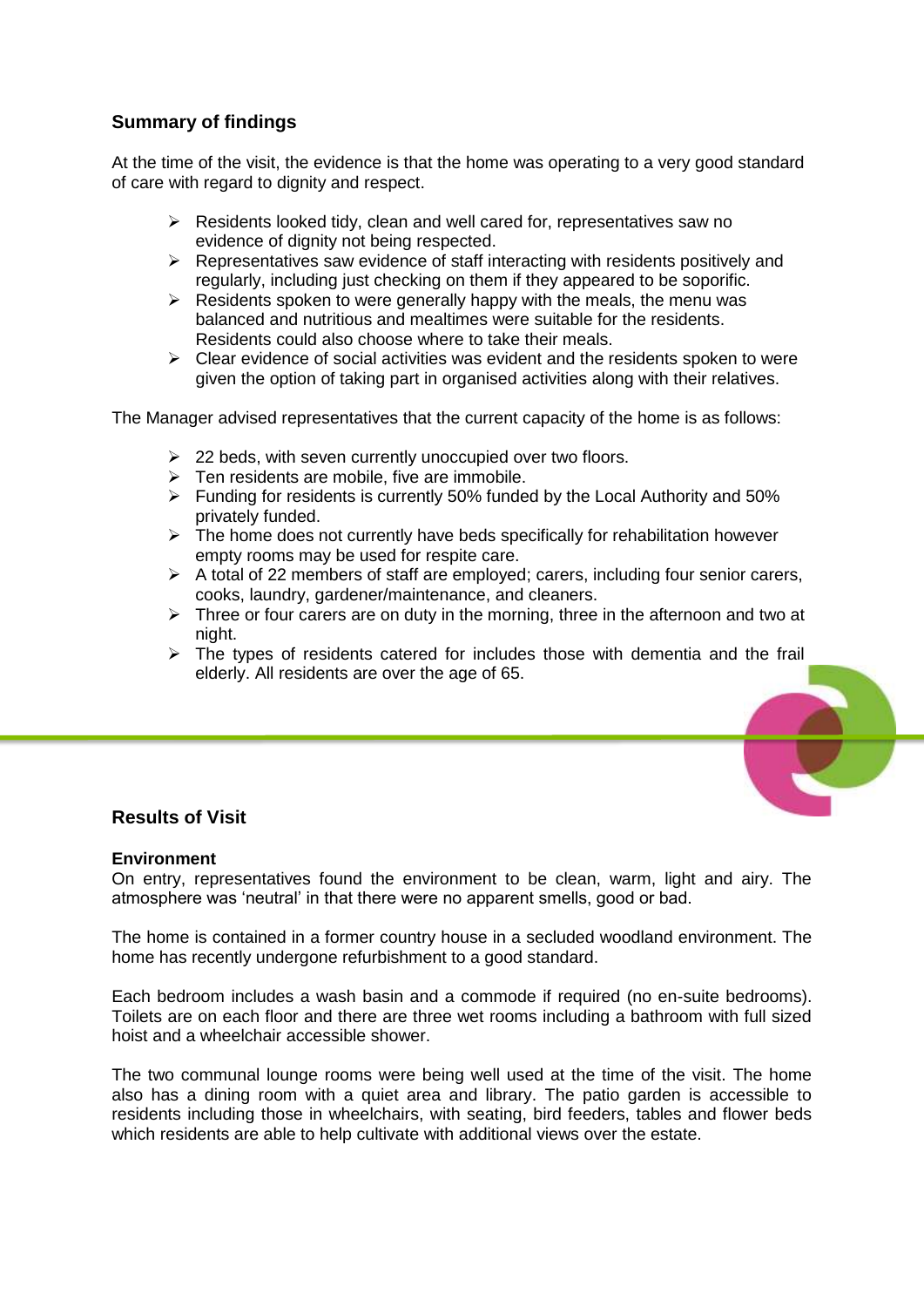## Summary of findings

At the time of the visit, the evidence is that the home was operating to a very good standard of care with regard to dignity and respect.

- Residents looked tidy, clean and well cared for, representatives saw no evidence of dignity not being respected.
- Representatives saw evidence of staff interacting with residents positively and regularly, including just checking on them if they appeared to be soporific.
- Residents spoken to were generally happy with the meals, the menu was balanced and nutritious and mealtimes were suitable for the residents. Residents could also choose where to take their meals.
- Clear evidence of social activities was evident and the residents spoken to were given the option of taking part in organised activities along with their relatives.

The Manager advised representatives that the current capacity of the home is as follows:

- 22 beds, with seven currently unoccupied over two floors.
- Ten residents are mobile, five are immobile.
- Funding for residents is currently 50% funded by the Local Authority and 50% privately funded.
- The home does not currently have beds specifically for rehabilitation however empty rooms may be used for respite care.
- A total of 22 members of staff are employed; carers, including four senior carers, cooks, laundry, gardener/maintenance, and cleaners.
- Three or four carers are on duty in the morning, three in the afternoon and two at night.
- The types of residents catered for includes those with dementia and the frail elderly. All residents are over the age of 65.

## Results of Visit

**Environment**

On entry, representatives found the environment to be clean, warm, light and airy. The atmosphere was 'neutral' in that there were no apparent smells, good or bad.

The home is contained in a former country house in a secluded woodland environment. The home has recently undergone refurbishment to a good standard.

Each bedroom includes a wash basin and a commode if required (no en-suite bedrooms). Toilets are on each floor and there are three wet rooms including a bathroom with full sized hoist and a wheelchair accessible shower.

The two communal lounge rooms were being well used at the time of the visit. The home also has a dining room with a quiet area and library. The patio garden is accessible to residents including those in wheelchairs, with seating, bird feeders, tables and flower beds which residents are able to help cultivate with additional views over the estate.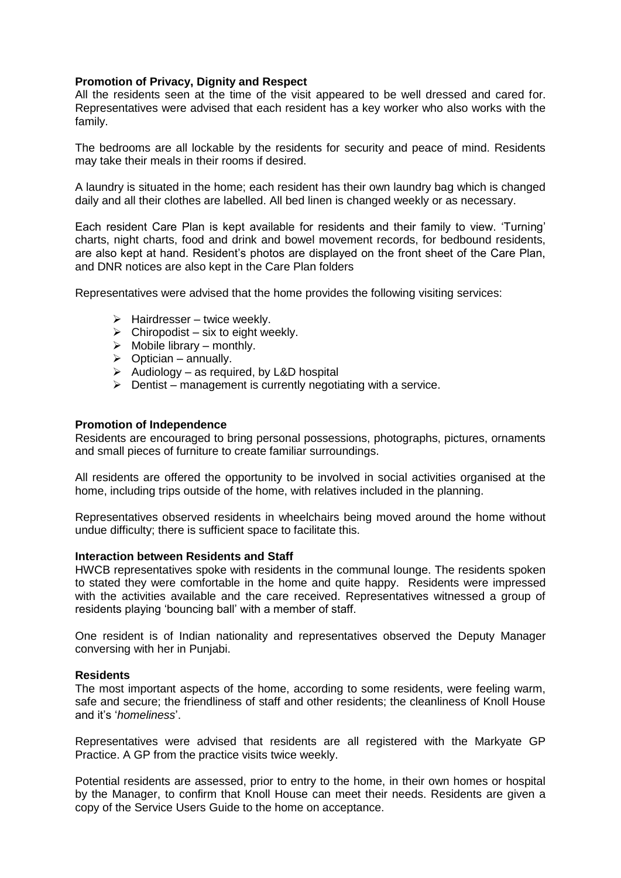**Promotion of Privacy, Dignity and Respect**

All the residents seen at the time of the visit appeared to be well dressed and cared for. Representatives were advised that each resident has a key worker who also works with the family.

The bedrooms are all lockable by the residents for security and peace of mind. Residents may take their meals in their rooms if desired.

A laundry is situated in the home; each resident has their own laundry bag which is changed daily and all their clothes are labelled. All bed linen is changed weekly or as necessary.

Each resident Care Plan is kept available for residents and their family to view. 'Turning' charts, night charts, food and drink and bowel movement records, for bedbound residents, are also kept at hand. Resident's photos are displayed on the front sheet of the Care Plan, and DNR notices are also kept in the Care Plan folders

Representatives were advised that the home provides the following visiting services:

- Hairdresser – twice weekly.
- Chiropodist – six to eight weekly.
- Mobile library – monthly.
- Optician – annually.
- Audiology – as required, by L&D hospital
- Dentist – management is currently negotiating with a service.

**Promotion of Independence**

Residents are encouraged to bring personal possessions, photographs, pictures, ornaments and small pieces of furniture to create familiar surroundings.

All residents are offered the opportunity to be involved in social activities organised at the home, including trips outside of the home, with relatives included in the planning.

Representatives observed residents in wheelchairs being moved around the home without undue difficulty; there is sufficient space to facilitate this.

**Interaction between Residents and Staff**

HWCB representatives spoke with residents in the communal lounge. The residents spoken to stated they were comfortable in the home and quite happy. Residents were impressed with the activities available and the care received. Representatives witnessed a group of residents playing 'bouncing ball' with a member of staff.

One resident is of Indian nationality and representatives observed the Deputy Manager conversing with her in Punjabi.

**Residents**

The most important aspects of the home, according to some residents, were feeling warm, safe and secure; the friendliness of staff and other residents; the cleanliness of Knoll House and it's '*homeliness*'.

Representatives were advised that residents are all registered with the Markyate GP Practice. A GP from the practice visits twice weekly.

Potential residents are assessed, prior to entry to the home, in their own homes or hospital by the Manager, to confirm that Knoll House can meet their needs. Residents are given a copy of the Service Users Guide to the home on acceptance.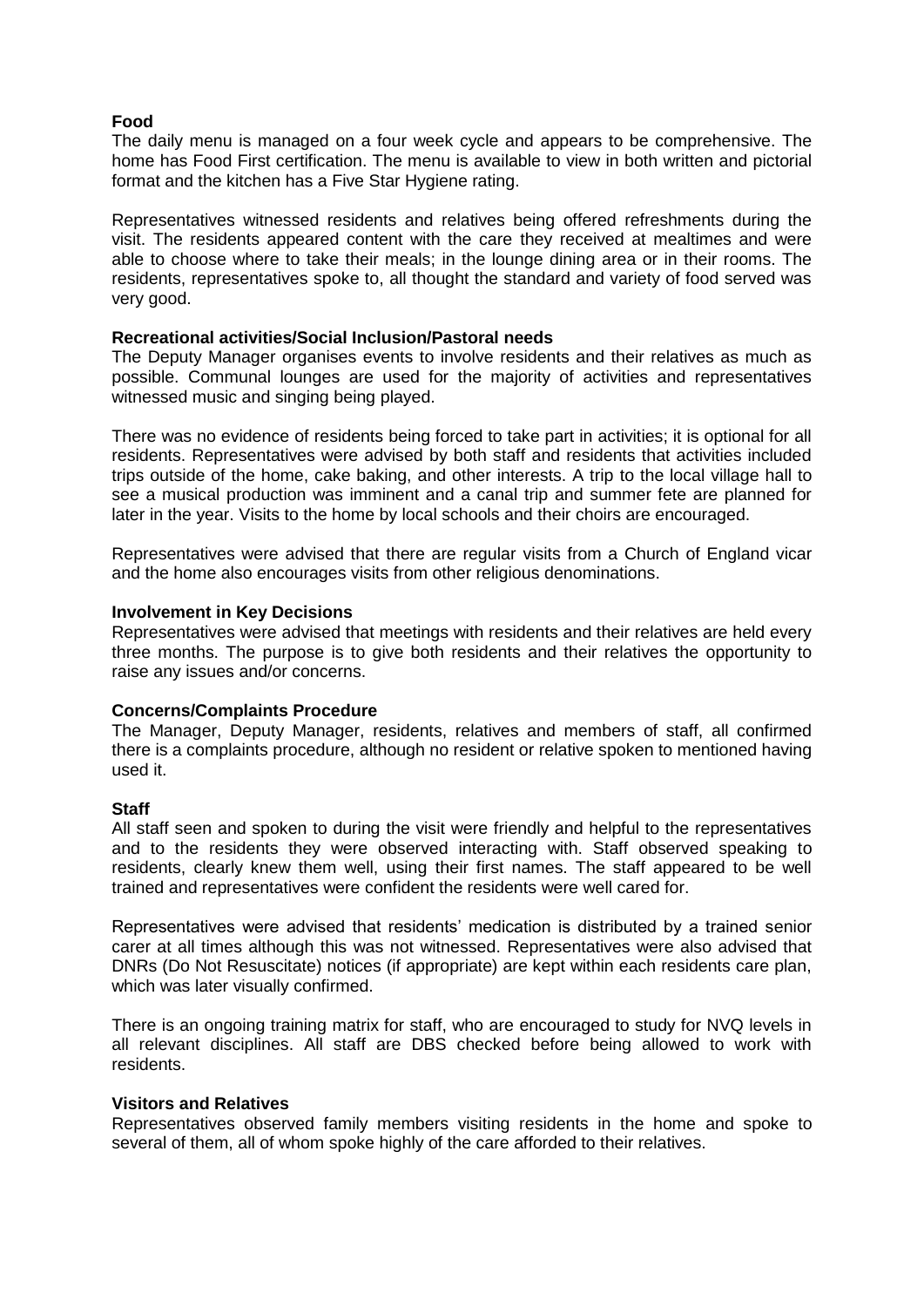**Food**

The daily menu is managed on a four week cycle and appears to be comprehensive. The home has Food First certification. The menu is available to view in both written and pictorial format and the kitchen has a Five Star Hygiene rating.

Representatives witnessed residents and relatives being offered refreshments during the visit. The residents appeared content with the care they received at mealtimes and were able to choose where to take their meals; in the lounge dining area or in their rooms. The residents, representatives spoke to, all thought the standard and variety of food served was very good.

**Recreational activities/Social Inclusion/Pastoral needs**

The Deputy Manager organises events to involve residents and their relatives as much as possible. Communal lounges are used for the majority of activities and representatives witnessed music and singing being played.

There was no evidence of residents being forced to take part in activities; it is optional for all residents. Representatives were advised by both staff and residents that activities included trips outside of the home, cake baking, and other interests. A trip to the local village hall to see a musical production was imminent and a canal trip and summer fete are planned for later in the year. Visits to the home by local schools and their choirs are encouraged.

Representatives were advised that there are regular visits from a Church of England vicar and the home also encourages visits from other religious denominations.

**Involvement in Key Decisions**

Representatives were advised that meetings with residents and their relatives are held every three months. The purpose is to give both residents and their relatives the opportunity to raise any issues and/or concerns.

**Concerns/Complaints Procedure**

The Manager, Deputy Manager, residents, relatives and members of staff, all confirmed there is a complaints procedure, although no resident or relative spoken to mentioned having used it.

**Staff**

All staff seen and spoken to during the visit were friendly and helpful to the representatives and to the residents they were observed interacting with. Staff observed speaking to residents, clearly knew them well, using their first names. The staff appeared to be well trained and representatives were confident the residents were well cared for.

Representatives were advised that residents' medication is distributed by a trained senior carer at all times although this was not witnessed. Representatives were also advised that DNRs (Do Not Resuscitate) notices (if appropriate) are kept within each residents care plan, which was later visually confirmed.

There is an ongoing training matrix for staff, who are encouraged to study for NVQ levels in all relevant disciplines. All staff are DBS checked before being allowed to work with residents.

**Visitors and Relatives**

Representatives observed family members visiting residents in the home and spoke to several of them, all of whom spoke highly of the care afforded to their relatives.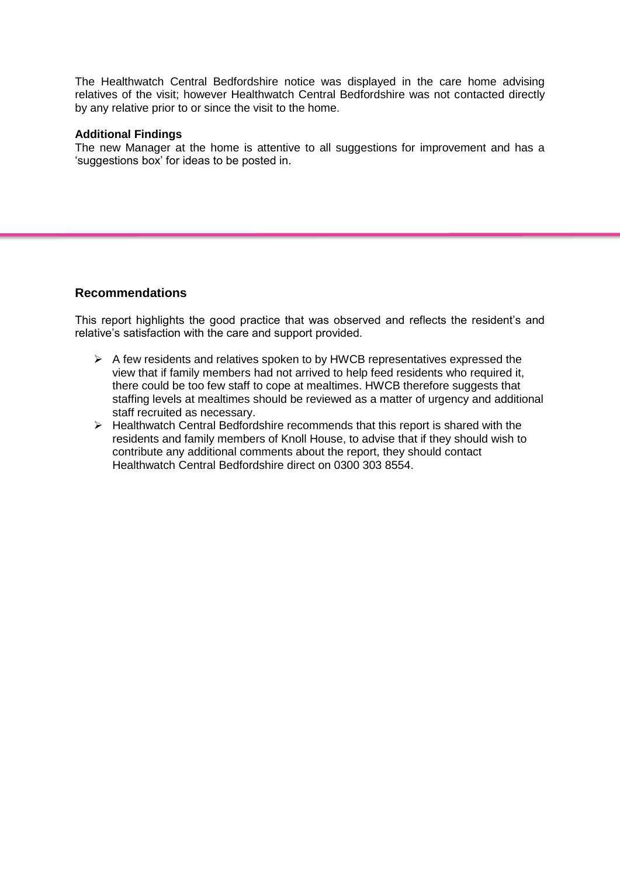The Healthwatch Central Bedfordshire notice was displayed in the care home advising relatives of the visit; however Healthwatch Central Bedfordshire was not contacted directly by any relative prior to or since the visit to the home.

**Additional Findings**
The new Manager at the home is attentive to all suggestions for improvement and has a 'suggestions box' for ideas to be posted in.

---

## Recommendations

This report highlights the good practice that was observed and reflects the resident's and relative's satisfaction with the care and support provided.

- A few residents and relatives spoken to by HWCB representatives expressed the view that if family members had not arrived to help feed residents who required it, there could be too few staff to cope at mealtimes. HWCB therefore suggests that staffing levels at mealtimes should be reviewed as a matter of urgency and additional staff recruited as necessary.
- Healthwatch Central Bedfordshire recommends that this report is shared with the residents and family members of Knoll House, to advise that if they should wish to contribute any additional comments about the report, they should contact Healthwatch Central Bedfordshire direct on 0300 303 8554.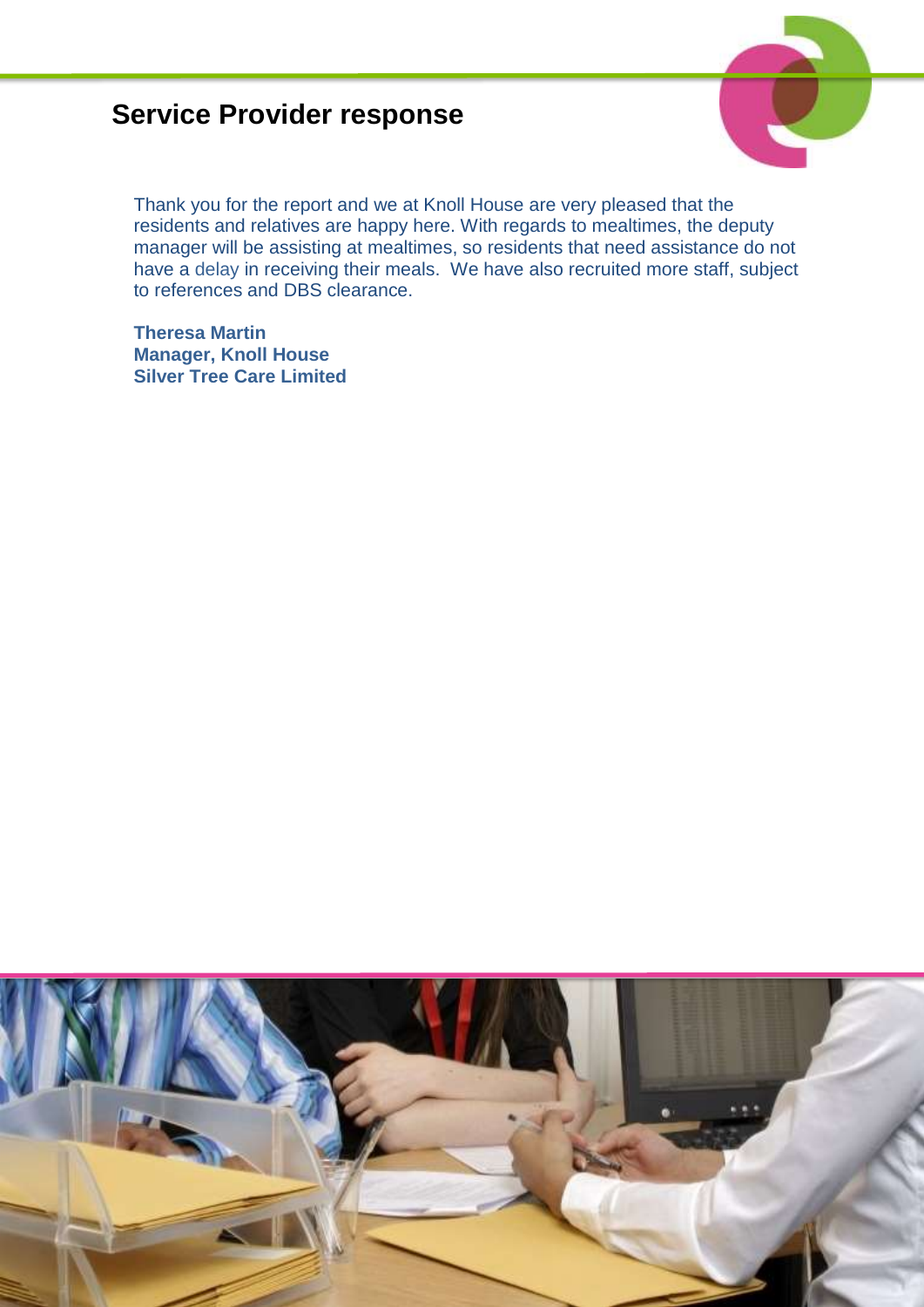# Service Provider response

Thank you for the report and we at Knoll House are very pleased that the residents and relatives are happy here. With regards to mealtimes, the deputy manager will be assisting at mealtimes, so residents that need assistance do not have a delay in receiving their meals. We have also recruited more staff, subject to references and DBS clearance.

**Theresa Martin**
**Manager, Knoll House**
**Silver Tree Care Limited**